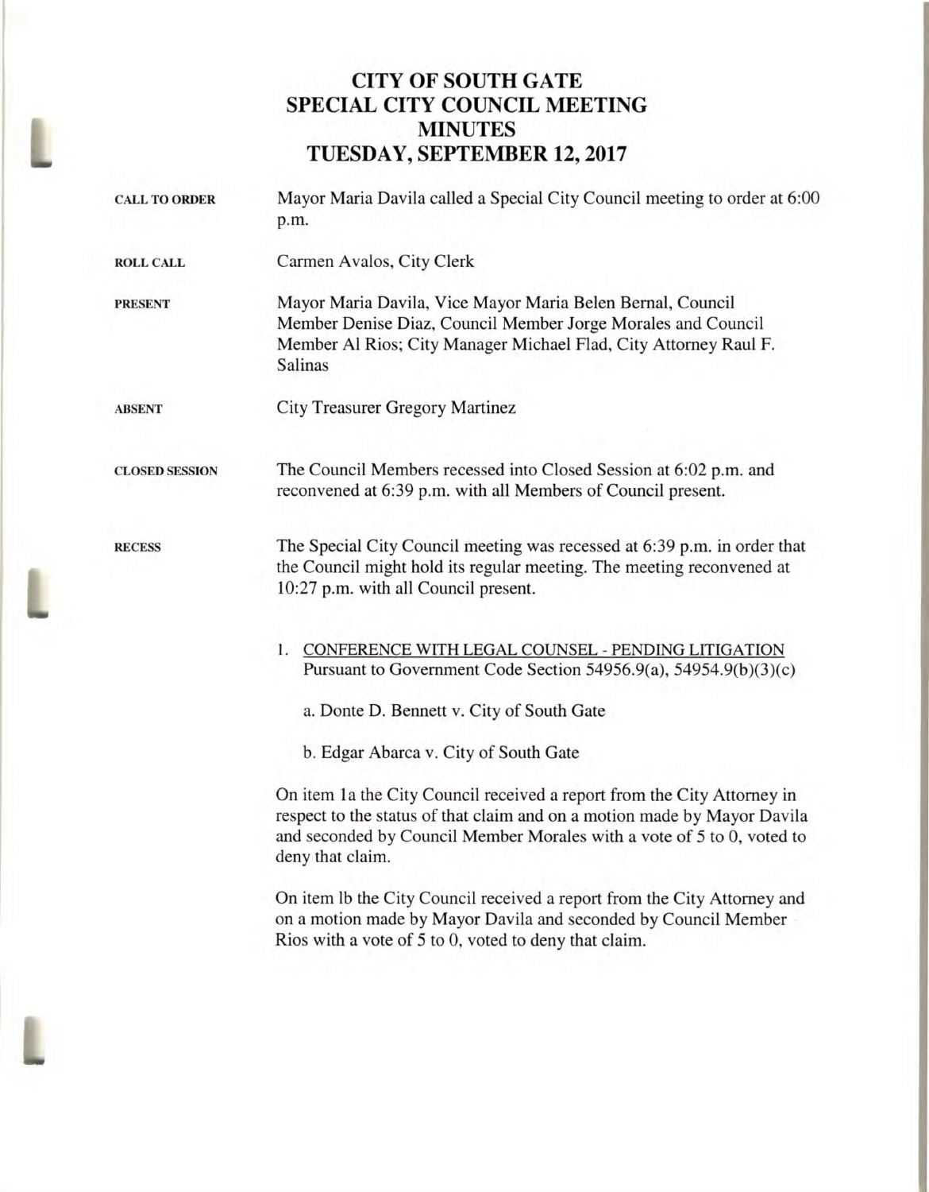# CITY OF SOUTH GATE
# SPECIAL CITY COUNCIL MEETING
# MINUTES
# TUESDAY, SEPTEMBER 12, 2017

**CALL TO ORDER** Mayor Maria Davila called a Special City Council meeting to order at 6:00 p.m.

**ROLL CALL** Carmen Avalos, City Clerk

**PRESENT** Mayor Maria Davila, Vice Mayor Maria Belen Bernal, Council Member Denise Diaz, Council Member Jorge Morales and Council Member Al Rios; City Manager Michael Flad, City Attorney Raul F. Salinas

**ABSENT** City Treasurer Gregory Martinez

**CLOSED SESSION** The Council Members recessed into Closed Session at 6:02 p.m. and reconvened at 6:39 p.m. with all Members of Council present.

**RECESS** The Special City Council meeting was recessed at 6:39 p.m. in order that the Council might hold its regular meeting. The meeting reconvened at 10:27 p.m. with all Council present.

1. CONFERENCE WITH LEGAL COUNSEL - PENDING LITIGATION
   Pursuant to Government Code Section 54956.9(a), 54954.9(b)(3)(c)

   a. Donte D. Bennett v. City of South Gate

   b. Edgar Abarca v. City of South Gate

On item 1a the City Council received a report from the City Attorney in respect to the status of that claim and on a motion made by Mayor Davila and seconded by Council Member Morales with a vote of 5 to 0, voted to deny that claim.

On item lb the City Council received a report from the City Attorney and on a motion made by Mayor Davila and seconded by Council Member Rios with a vote of 5 to 0, voted to deny that claim.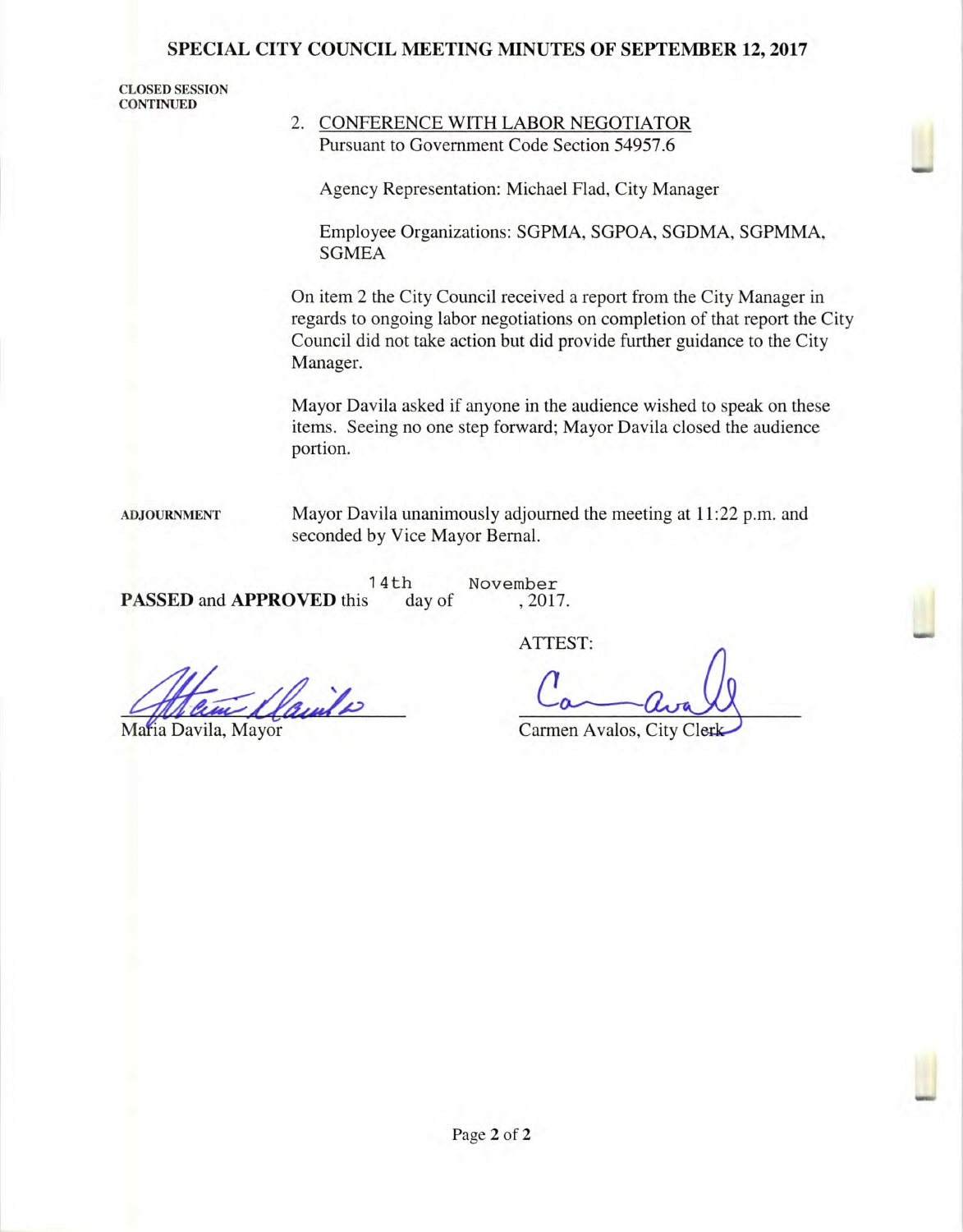**SPECIAL CITY COUNCIL MEETING MINUTES OF SEPTEMBER 12, 2017**

**CLOSED SESSION CONTINUED**

2. CONFERENCE WITH LABOR NEGOTIATOR
   Pursuant to Government Code Section 54957.6

   Agency Representation: Michael Flad, City Manager

   Employee Organizations: SGPMA, SGPOA, SGDMA, SGPMMA, SGMEA

On item 2 the City Council received a report from the City Manager in regards to ongoing labor negotiations on completion of that report the City Council did not take action but did provide further guidance to the City Manager.

Mayor Davila asked if anyone in the audience wished to speak on these items. Seeing no one step forward; Mayor Davila closed the audience portion.

**ADJOURNMENT**

Mayor Davila unanimously adjourned the meeting at 11:22 p.m. and seconded by Vice Mayor Bernal.

**PASSED** and **APPROVED** this 14th day of November, 2017.

Maria Davila, Mayor

ATTEST:

Carmen Avalos, City Clerk